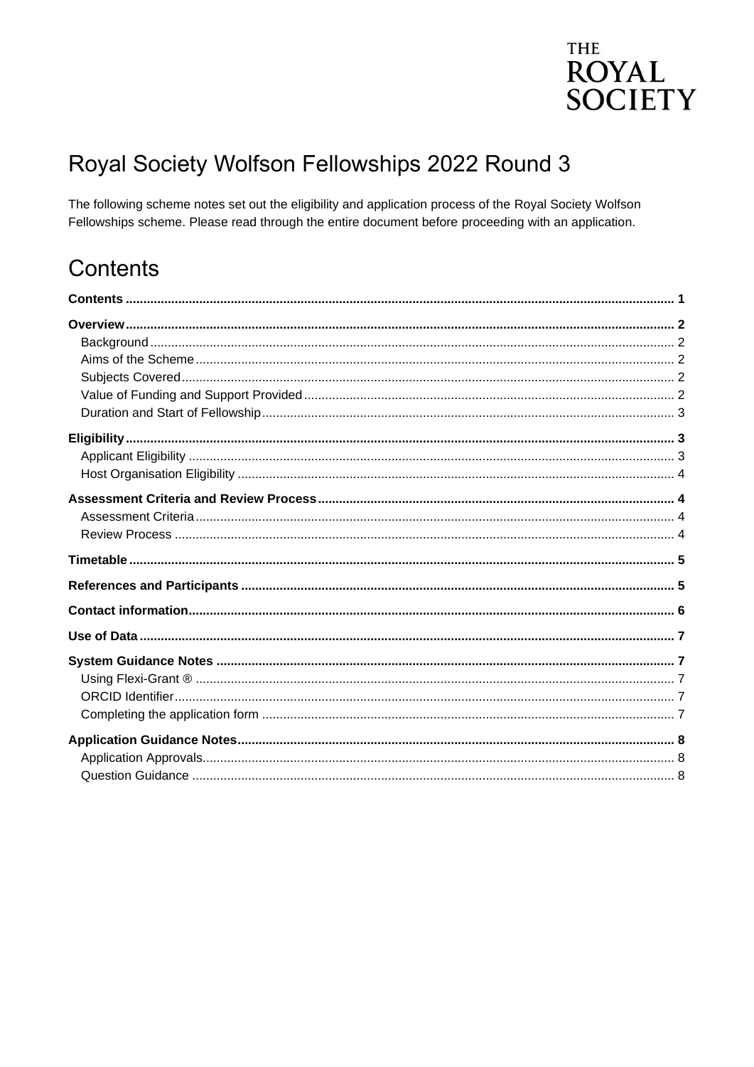THE ROYAL SOCIETY

# Royal Society Wolfson Fellowships 2022 Round 3

The following scheme notes set out the eligibility and application process of the Royal Society Wolfson Fellowships scheme. Please read through the entire document before proceeding with an application.

# Contents

**Contents** ........ 1

**Overview** ........ 2
- Background ........ 2
- Aims of the Scheme ........ 2
- Subjects Covered ........ 2
- Value of Funding and Support Provided ........ 2
- Duration and Start of Fellowship ........ 3

**Eligibility** ........ 3
- Applicant Eligibility ........ 3
- Host Organisation Eligibility ........ 4

**Assessment Criteria and Review Process** ........ 4
- Assessment Criteria ........ 4
- Review Process ........ 4

**Timetable** ........ 5

**References and Participants** ........ 5

**Contact information** ........ 6

**Use of Data** ........ 7

**System Guidance Notes** ........ 7
- Using Flexi-Grant ® ........ 7
- ORCID Identifier ........ 7
- Completing the application form ........ 7

**Application Guidance Notes** ........ 8
- Application Approvals ........ 8
- Question Guidance ........ 8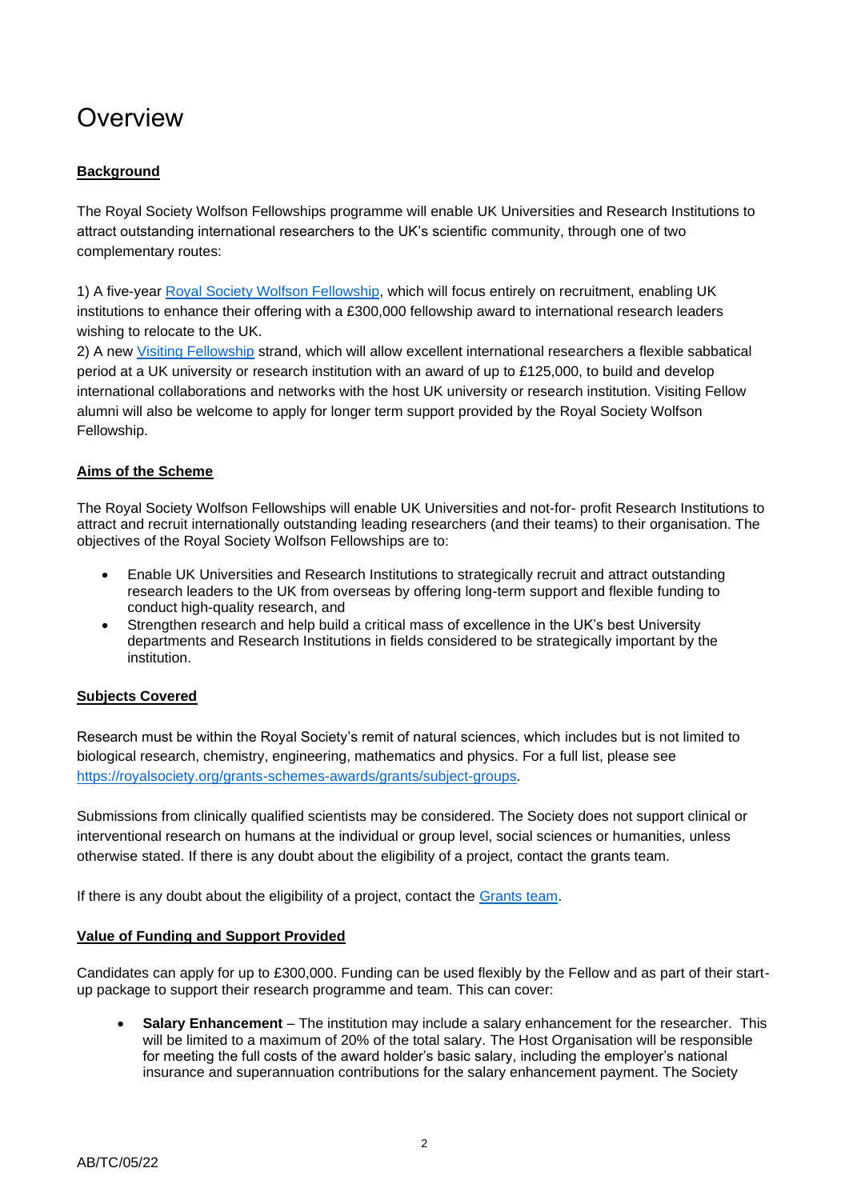# Overview

**Background**

The Royal Society Wolfson Fellowships programme will enable UK Universities and Research Institutions to attract outstanding international researchers to the UK's scientific community, through one of two complementary routes:

1) A five-year Royal Society Wolfson Fellowship, which will focus entirely on recruitment, enabling UK institutions to enhance their offering with a £300,000 fellowship award to international research leaders wishing to relocate to the UK.
2) A new Visiting Fellowship strand, which will allow excellent international researchers a flexible sabbatical period at a UK university or research institution with an award of up to £125,000, to build and develop international collaborations and networks with the host UK university or research institution. Visiting Fellow alumni will also be welcome to apply for longer term support provided by the Royal Society Wolfson Fellowship.

**Aims of the Scheme**

The Royal Society Wolfson Fellowships will enable UK Universities and not-for- profit Research Institutions to attract and recruit internationally outstanding leading researchers (and their teams) to their organisation. The objectives of the Royal Society Wolfson Fellowships are to:

- Enable UK Universities and Research Institutions to strategically recruit and attract outstanding research leaders to the UK from overseas by offering long-term support and flexible funding to conduct high-quality research, and
- Strengthen research and help build a critical mass of excellence in the UK's best University departments and Research Institutions in fields considered to be strategically important by the institution.

**Subjects Covered**

Research must be within the Royal Society's remit of natural sciences, which includes but is not limited to biological research, chemistry, engineering, mathematics and physics. For a full list, please see https://royalsociety.org/grants-schemes-awards/grants/subject-groups.

Submissions from clinically qualified scientists may be considered. The Society does not support clinical or interventional research on humans at the individual or group level, social sciences or humanities, unless otherwise stated. If there is any doubt about the eligibility of a project, contact the grants team.

If there is any doubt about the eligibility of a project, contact the Grants team.

**Value of Funding and Support Provided**

Candidates can apply for up to £300,000. Funding can be used flexibly by the Fellow and as part of their start-up package to support their research programme and team. This can cover:

- **Salary Enhancement** – The institution may include a salary enhancement for the researcher. This will be limited to a maximum of 20% of the total salary. The Host Organisation will be responsible for meeting the full costs of the award holder's basic salary, including the employer's national insurance and superannuation contributions for the salary enhancement payment. The Society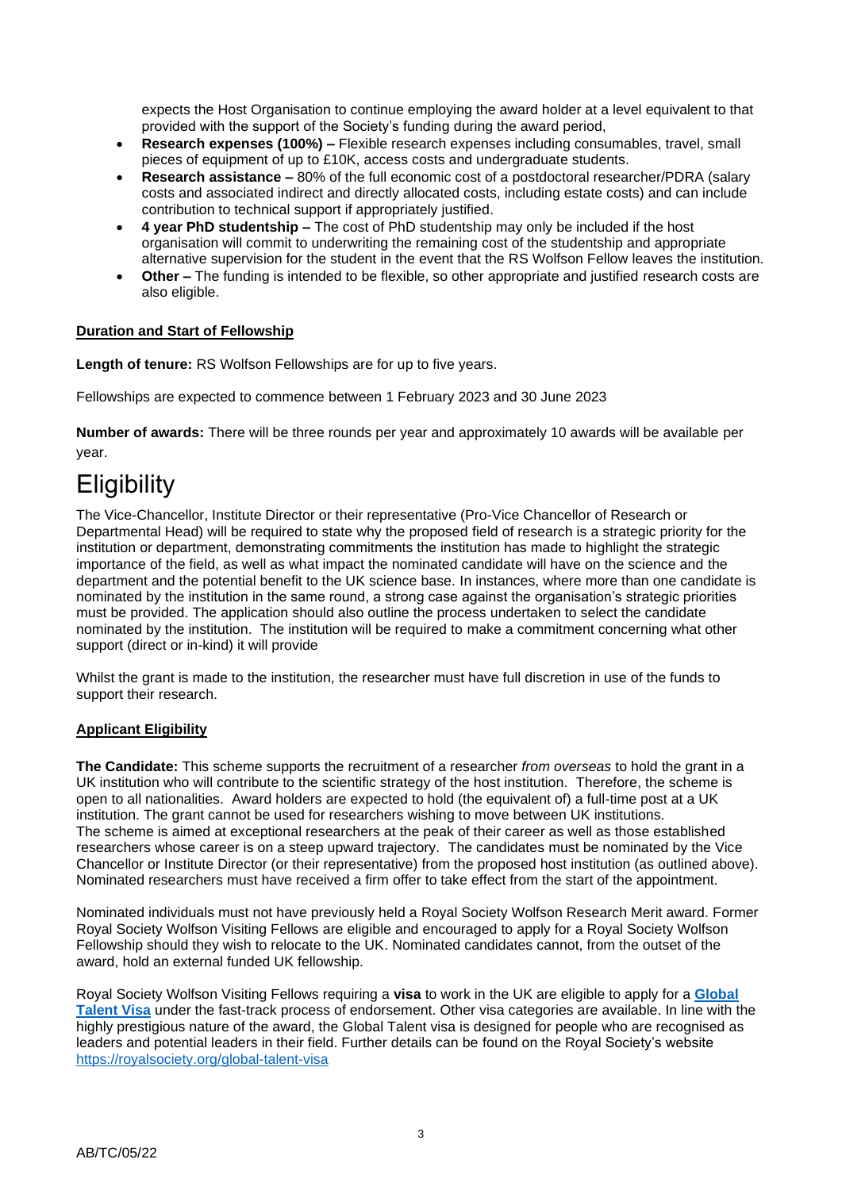expects the Host Organisation to continue employing the award holder at a level equivalent to that provided with the support of the Society's funding during the award period,

- **Research expenses (100%) –** Flexible research expenses including consumables, travel, small pieces of equipment of up to £10K, access costs and undergraduate students.
- **Research assistance –** 80% of the full economic cost of a postdoctoral researcher/PDRA (salary costs and associated indirect and directly allocated costs, including estate costs) and can include contribution to technical support if appropriately justified.
- **4 year PhD studentship –** The cost of PhD studentship may only be included if the host organisation will commit to underwriting the remaining cost of the studentship and appropriate alternative supervision for the student in the event that the RS Wolfson Fellow leaves the institution.
- **Other –** The funding is intended to be flexible, so other appropriate and justified research costs are also eligible.

**Duration and Start of Fellowship**

**Length of tenure:** RS Wolfson Fellowships are for up to five years.

Fellowships are expected to commence between 1 February 2023 and 30 June 2023

**Number of awards:** There will be three rounds per year and approximately 10 awards will be available per year.

# Eligibility

The Vice-Chancellor, Institute Director or their representative (Pro-Vice Chancellor of Research or Departmental Head) will be required to state why the proposed field of research is a strategic priority for the institution or department, demonstrating commitments the institution has made to highlight the strategic importance of the field, as well as what impact the nominated candidate will have on the science and the department and the potential benefit to the UK science base. In instances, where more than one candidate is nominated by the institution in the same round, a strong case against the organisation's strategic priorities must be provided. The application should also outline the process undertaken to select the candidate nominated by the institution. The institution will be required to make a commitment concerning what other support (direct or in-kind) it will provide

Whilst the grant is made to the institution, the researcher must have full discretion in use of the funds to support their research.

**Applicant Eligibility**

**The Candidate:** This scheme supports the recruitment of a researcher *from overseas* to hold the grant in a UK institution who will contribute to the scientific strategy of the host institution. Therefore, the scheme is open to all nationalities. Award holders are expected to hold (the equivalent of) a full-time post at a UK institution. The grant cannot be used for researchers wishing to move between UK institutions.
The scheme is aimed at exceptional researchers at the peak of their career as well as those established researchers whose career is on a steep upward trajectory. The candidates must be nominated by the Vice Chancellor or Institute Director (or their representative) from the proposed host institution (as outlined above). Nominated researchers must have received a firm offer to take effect from the start of the appointment.

Nominated individuals must not have previously held a Royal Society Wolfson Research Merit award. Former Royal Society Wolfson Visiting Fellows are eligible and encouraged to apply for a Royal Society Wolfson Fellowship should they wish to relocate to the UK. Nominated candidates cannot, from the outset of the award, hold an external funded UK fellowship.

Royal Society Wolfson Visiting Fellows requiring a **visa** to work in the UK are eligible to apply for a **Global Talent Visa** under the fast-track process of endorsement. Other visa categories are available. In line with the highly prestigious nature of the award, the Global Talent visa is designed for people who are recognised as leaders and potential leaders in their field. Further details can be found on the Royal Society's website https://royalsociety.org/global-talent-visa

AB/TC/05/22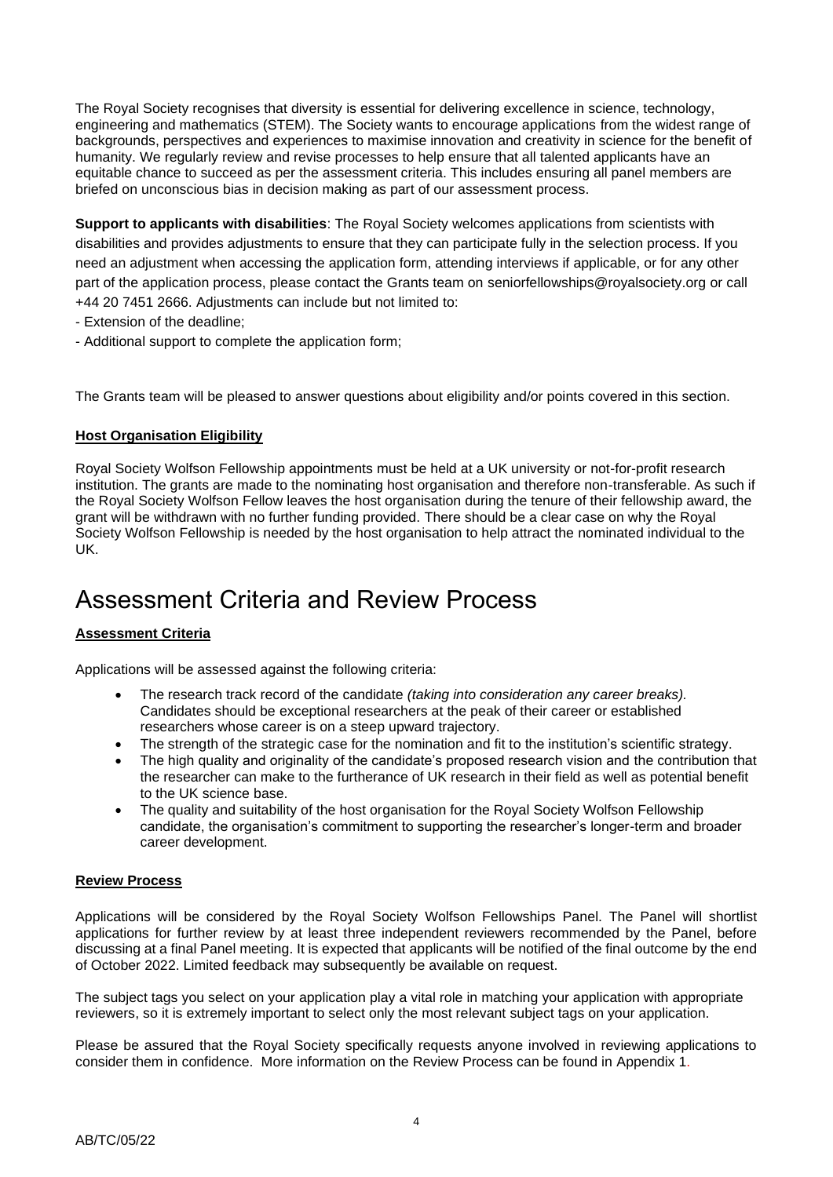The Royal Society recognises that diversity is essential for delivering excellence in science, technology, engineering and mathematics (STEM). The Society wants to encourage applications from the widest range of backgrounds, perspectives and experiences to maximise innovation and creativity in science for the benefit of humanity. We regularly review and revise processes to help ensure that all talented applicants have an equitable chance to succeed as per the assessment criteria. This includes ensuring all panel members are briefed on unconscious bias in decision making as part of our assessment process.

**Support to applicants with disabilities**: The Royal Society welcomes applications from scientists with disabilities and provides adjustments to ensure that they can participate fully in the selection process. If you need an adjustment when accessing the application form, attending interviews if applicable, or for any other part of the application process, please contact the Grants team on seniorfellowships@royalsociety.org or call +44 20 7451 2666. Adjustments can include but not limited to:

- Extension of the deadline;
- Additional support to complete the application form;

The Grants team will be pleased to answer questions about eligibility and/or points covered in this section.

**Host Organisation Eligibility**

Royal Society Wolfson Fellowship appointments must be held at a UK university or not-for-profit research institution. The grants are made to the nominating host organisation and therefore non-transferable. As such if the Royal Society Wolfson Fellow leaves the host organisation during the tenure of their fellowship award, the grant will be withdrawn with no further funding provided. There should be a clear case on why the Royal Society Wolfson Fellowship is needed by the host organisation to help attract the nominated individual to the UK.

# Assessment Criteria and Review Process

**Assessment Criteria**

Applications will be assessed against the following criteria:

- The research track record of the candidate *(taking into consideration any career breaks).* Candidates should be exceptional researchers at the peak of their career or established researchers whose career is on a steep upward trajectory.
- The strength of the strategic case for the nomination and fit to the institution's scientific strategy.
- The high quality and originality of the candidate's proposed research vision and the contribution that the researcher can make to the furtherance of UK research in their field as well as potential benefit to the UK science base.
- The quality and suitability of the host organisation for the Royal Society Wolfson Fellowship candidate, the organisation's commitment to supporting the researcher's longer-term and broader career development.

**Review Process**

Applications will be considered by the Royal Society Wolfson Fellowships Panel. The Panel will shortlist applications for further review by at least three independent reviewers recommended by the Panel, before discussing at a final Panel meeting. It is expected that applicants will be notified of the final outcome by the end of October 2022. Limited feedback may subsequently be available on request.

The subject tags you select on your application play a vital role in matching your application with appropriate reviewers, so it is extremely important to select only the most relevant subject tags on your application.

Please be assured that the Royal Society specifically requests anyone involved in reviewing applications to consider them in confidence. More information on the Review Process can be found in Appendix 1.

AB/TC/05/22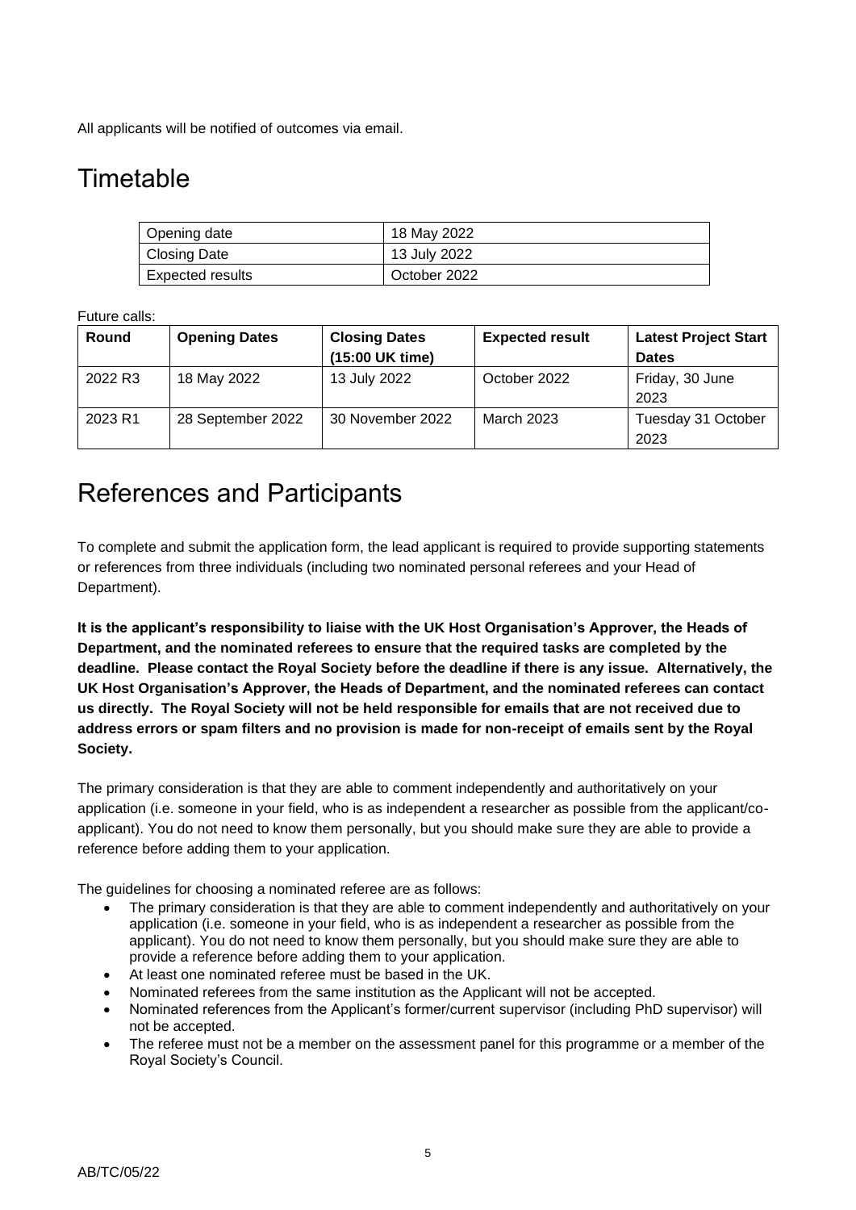All applicants will be notified of outcomes via email.

# Timetable

| Opening date | 18 May 2022 |
|---|---|
| Closing Date | 13 July 2022 |
| Expected results | October 2022 |

Future calls:

| Round | Opening Dates | Closing Dates (15:00 UK time) | Expected result | Latest Project Start Dates |
|---|---|---|---|---|
| 2022 R3 | 18 May 2022 | 13 July 2022 | October 2022 | Friday, 30 June 2023 |
| 2023 R1 | 28 September 2022 | 30 November 2022 | March 2023 | Tuesday 31 October 2023 |

# References and Participants

To complete and submit the application form, the lead applicant is required to provide supporting statements or references from three individuals (including two nominated personal referees and your Head of Department).

**It is the applicant's responsibility to liaise with the UK Host Organisation's Approver, the Heads of Department, and the nominated referees to ensure that the required tasks are completed by the deadline. Please contact the Royal Society before the deadline if there is any issue. Alternatively, the UK Host Organisation's Approver, the Heads of Department, and the nominated referees can contact us directly. The Royal Society will not be held responsible for emails that are not received due to address errors or spam filters and no provision is made for non-receipt of emails sent by the Royal Society.**

The primary consideration is that they are able to comment independently and authoritatively on your application (i.e. someone in your field, who is as independent a researcher as possible from the applicant/co-applicant). You do not need to know them personally, but you should make sure they are able to provide a reference before adding them to your application.

The guidelines for choosing a nominated referee are as follows:

- The primary consideration is that they are able to comment independently and authoritatively on your application (i.e. someone in your field, who is as independent a researcher as possible from the applicant). You do not need to know them personally, but you should make sure they are able to provide a reference before adding them to your application.
- At least one nominated referee must be based in the UK.
- Nominated referees from the same institution as the Applicant will not be accepted.
- Nominated references from the Applicant's former/current supervisor (including PhD supervisor) will not be accepted.
- The referee must not be a member on the assessment panel for this programme or a member of the Royal Society's Council.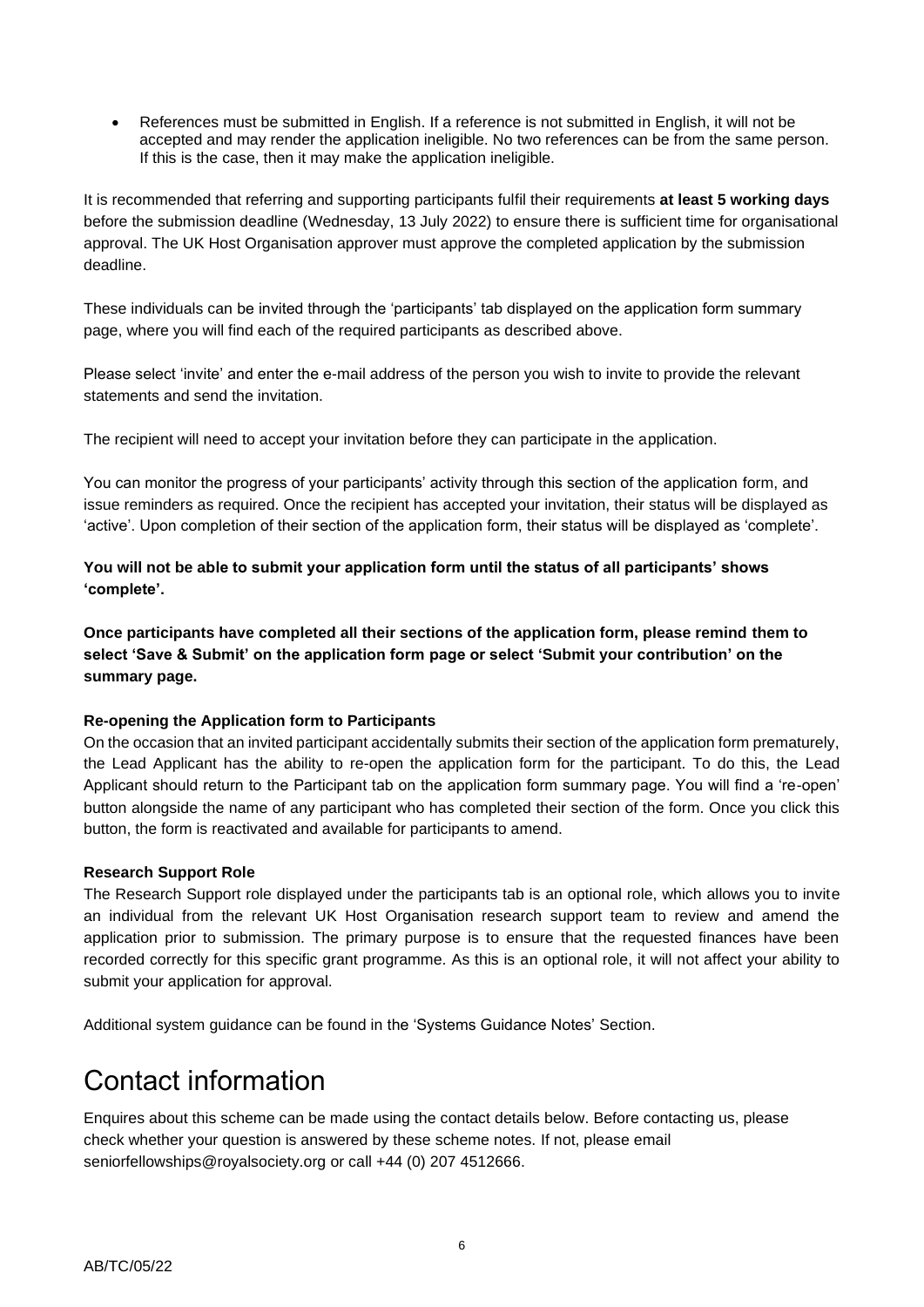- References must be submitted in English. If a reference is not submitted in English, it will not be accepted and may render the application ineligible. No two references can be from the same person. If this is the case, then it may make the application ineligible.

It is recommended that referring and supporting participants fulfil their requirements **at least 5 working days** before the submission deadline (Wednesday, 13 July 2022) to ensure there is sufficient time for organisational approval. The UK Host Organisation approver must approve the completed application by the submission deadline.

These individuals can be invited through the 'participants' tab displayed on the application form summary page, where you will find each of the required participants as described above.

Please select 'invite' and enter the e-mail address of the person you wish to invite to provide the relevant statements and send the invitation.

The recipient will need to accept your invitation before they can participate in the application.

You can monitor the progress of your participants' activity through this section of the application form, and issue reminders as required. Once the recipient has accepted your invitation, their status will be displayed as 'active'. Upon completion of their section of the application form, their status will be displayed as 'complete'.

**You will not be able to submit your application form until the status of all participants' shows 'complete'.**

**Once participants have completed all their sections of the application form, please remind them to select 'Save & Submit' on the application form page or select 'Submit your contribution' on the summary page.**

**Re-opening the Application form to Participants**

On the occasion that an invited participant accidentally submits their section of the application form prematurely, the Lead Applicant has the ability to re-open the application form for the participant. To do this, the Lead Applicant should return to the Participant tab on the application form summary page. You will find a 're-open' button alongside the name of any participant who has completed their section of the form. Once you click this button, the form is reactivated and available for participants to amend.

**Research Support Role**

The Research Support role displayed under the participants tab is an optional role, which allows you to invite an individual from the relevant UK Host Organisation research support team to review and amend the application prior to submission. The primary purpose is to ensure that the requested finances have been recorded correctly for this specific grant programme. As this is an optional role, it will not affect your ability to submit your application for approval.

Additional system guidance can be found in the 'Systems Guidance Notes' Section.

# Contact information

Enquires about this scheme can be made using the contact details below. Before contacting us, please check whether your question is answered by these scheme notes. If not, please email seniorfellowships@royalsociety.org or call +44 (0) 207 4512666.

AB/TC/05/22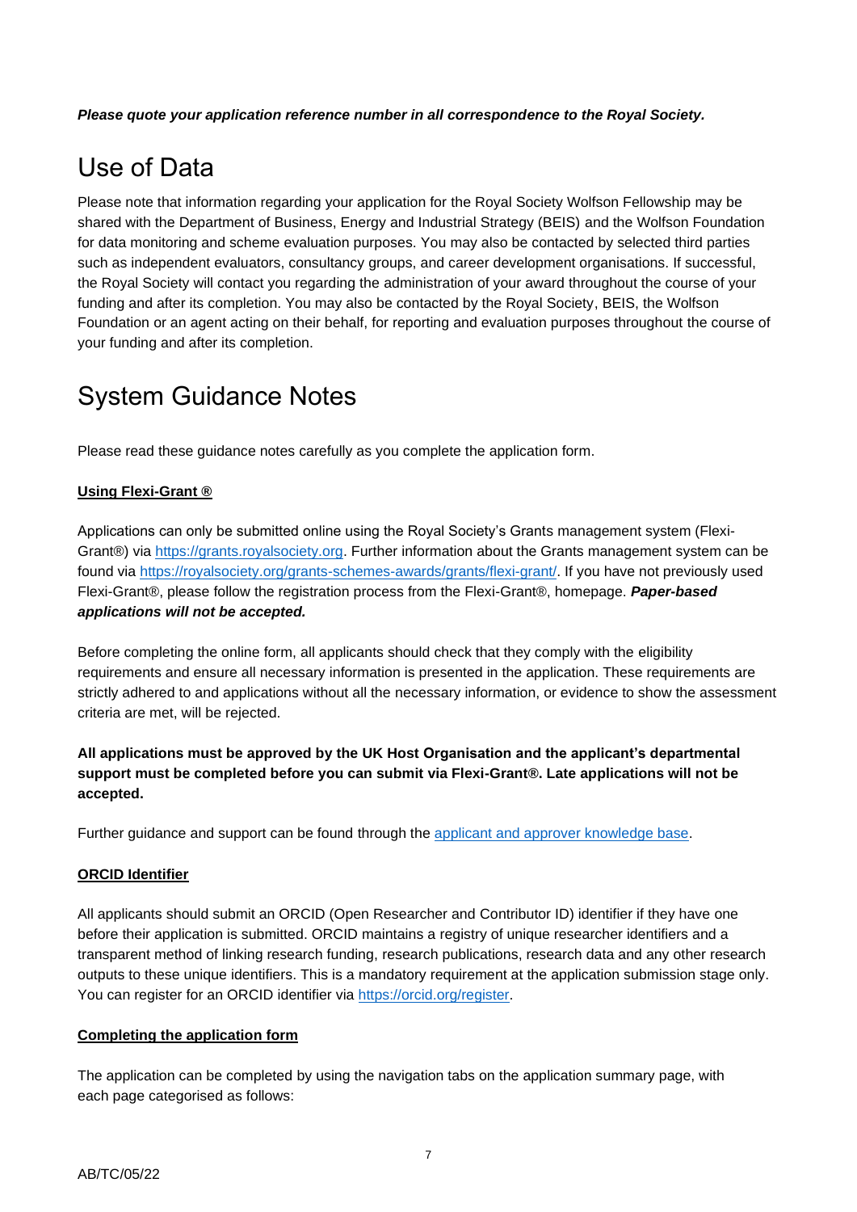***Please quote your application reference number in all correspondence to the Royal Society.***

# Use of Data

Please note that information regarding your application for the Royal Society Wolfson Fellowship may be shared with the Department of Business, Energy and Industrial Strategy (BEIS) and the Wolfson Foundation for data monitoring and scheme evaluation purposes. You may also be contacted by selected third parties such as independent evaluators, consultancy groups, and career development organisations. If successful, the Royal Society will contact you regarding the administration of your award throughout the course of your funding and after its completion. You may also be contacted by the Royal Society, BEIS, the Wolfson Foundation or an agent acting on their behalf, for reporting and evaluation purposes throughout the course of your funding and after its completion.

# System Guidance Notes

Please read these guidance notes carefully as you complete the application form.

**Using Flexi-Grant ®**

Applications can only be submitted online using the Royal Society's Grants management system (Flexi-Grant®) via [https://grants.royalsociety.org](https://grants.royalsociety.org). Further information about the Grants management system can be found via [https://royalsociety.org/grants-schemes-awards/grants/flexi-grant/](https://royalsociety.org/grants-schemes-awards/grants/flexi-grant/). If you have not previously used Flexi-Grant®, please follow the registration process from the Flexi-Grant®, homepage. ***Paper-based applications will not be accepted.***

Before completing the online form, all applicants should check that they comply with the eligibility requirements and ensure all necessary information is presented in the application. These requirements are strictly adhered to and applications without all the necessary information, or evidence to show the assessment criteria are met, will be rejected.

**All applications must be approved by the UK Host Organisation and the applicant's departmental support must be completed before you can submit via Flexi-Grant®. Late applications will not be accepted.**

Further guidance and support can be found through the applicant and approver knowledge base.

**ORCID Identifier**

All applicants should submit an ORCID (Open Researcher and Contributor ID) identifier if they have one before their application is submitted. ORCID maintains a registry of unique researcher identifiers and a transparent method of linking research funding, research publications, research data and any other research outputs to these unique identifiers. This is a mandatory requirement at the application submission stage only. You can register for an ORCID identifier via [https://orcid.org/register](https://orcid.org/register).

**Completing the application form**

The application can be completed by using the navigation tabs on the application summary page, with each page categorised as follows: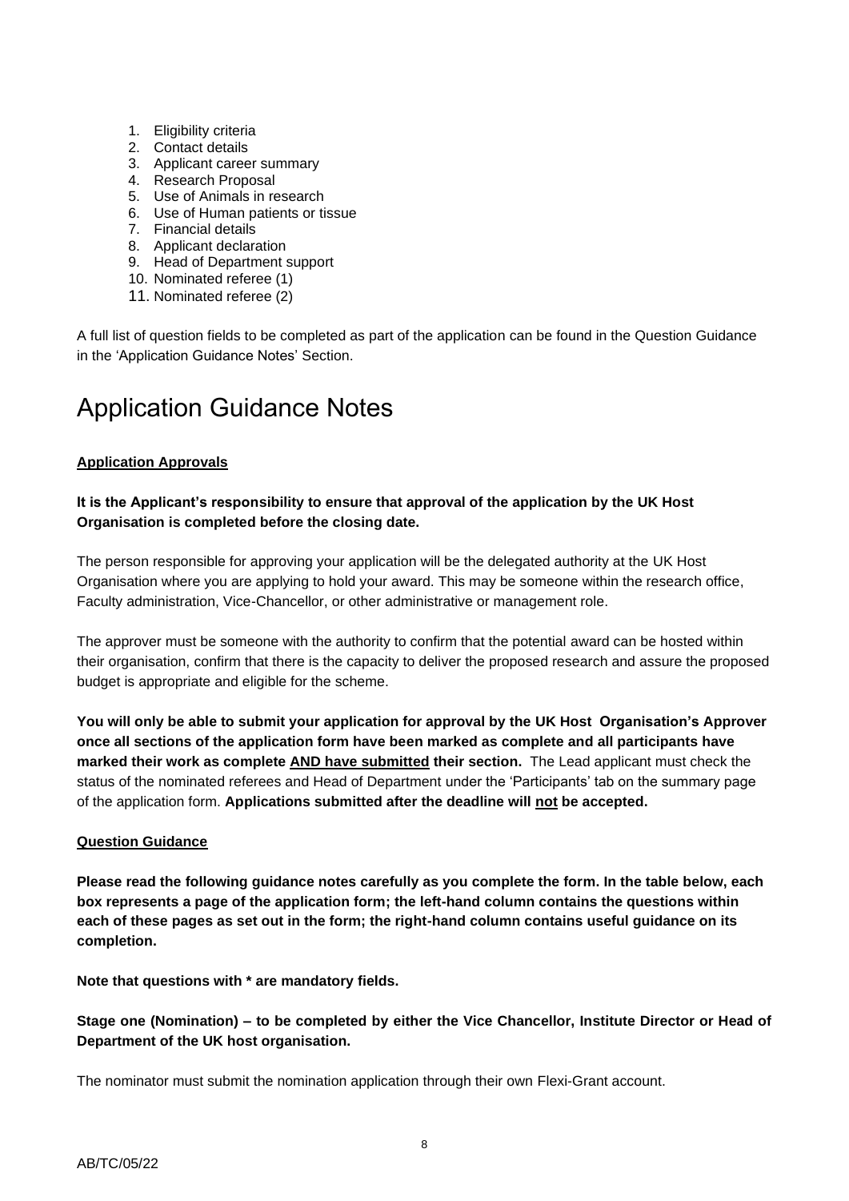1. Eligibility criteria
2. Contact details
3. Applicant career summary
4. Research Proposal
5. Use of Animals in research
6. Use of Human patients or tissue
7. Financial details
8. Applicant declaration
9. Head of Department support
10. Nominated referee (1)
11. Nominated referee (2)

A full list of question fields to be completed as part of the application can be found in the Question Guidance in the 'Application Guidance Notes' Section.

# Application Guidance Notes

**Application Approvals**

**It is the Applicant's responsibility to ensure that approval of the application by the UK Host Organisation is completed before the closing date.**

The person responsible for approving your application will be the delegated authority at the UK Host Organisation where you are applying to hold your award. This may be someone within the research office, Faculty administration, Vice-Chancellor, or other administrative or management role.

The approver must be someone with the authority to confirm that the potential award can be hosted within their organisation, confirm that there is the capacity to deliver the proposed research and assure the proposed budget is appropriate and eligible for the scheme.

**You will only be able to submit your application for approval by the UK Host Organisation's Approver once all sections of the application form have been marked as complete and all participants have marked their work as complete AND have submitted their section.** The Lead applicant must check the status of the nominated referees and Head of Department under the 'Participants' tab on the summary page of the application form. **Applications submitted after the deadline will not be accepted.**

**Question Guidance**

**Please read the following guidance notes carefully as you complete the form. In the table below, each box represents a page of the application form; the left-hand column contains the questions within each of these pages as set out in the form; the right-hand column contains useful guidance on its completion.**

**Note that questions with * are mandatory fields.**

**Stage one (Nomination) – to be completed by either the Vice Chancellor, Institute Director or Head of Department of the UK host organisation.**

The nominator must submit the nomination application through their own Flexi-Grant account.

AB/TC/05/22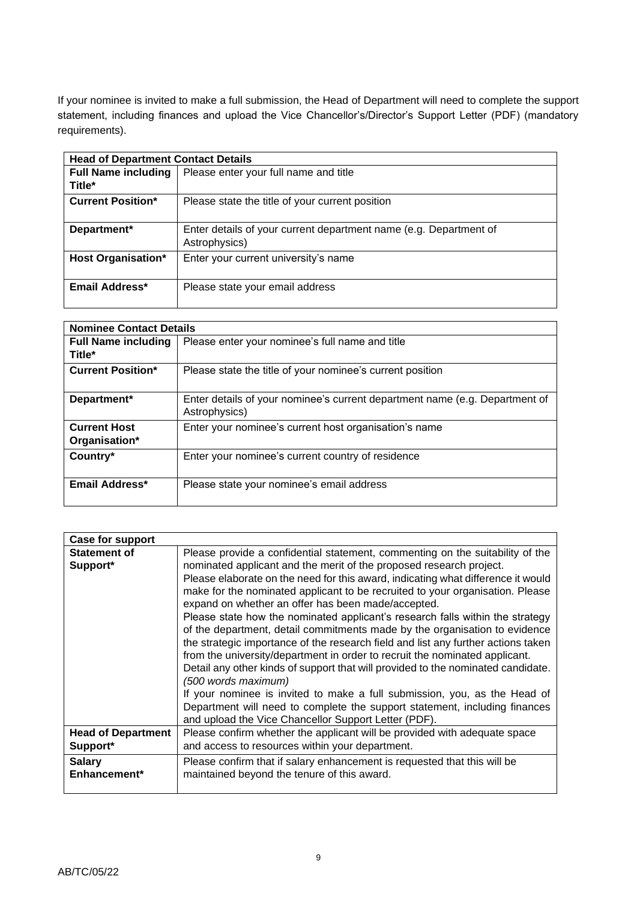If your nominee is invited to make a full submission, the Head of Department will need to complete the support statement, including finances and upload the Vice Chancellor's/Director's Support Letter (PDF) (mandatory requirements).

| **Head of Department Contact Details** | |
|---|---|
| **Full Name including Title*** | Please enter your full name and title |
| **Current Position*** | Please state the title of your current position |
| **Department*** | Enter details of your current department name (e.g. Department of Astrophysics) |
| **Host Organisation*** | Enter your current university's name |
| **Email Address*** | Please state your email address |

| **Nominee Contact Details** | |
|---|---|
| **Full Name including Title*** | Please enter your nominee's full name and title |
| **Current Position*** | Please state the title of your nominee's current position |
| **Department*** | Enter details of your nominee's current department name (e.g. Department of Astrophysics) |
| **Current Host Organisation*** | Enter your nominee's current host organisation's name |
| **Country*** | Enter your nominee's current country of residence |
| **Email Address*** | Please state your nominee's email address |

| **Case for support** | |
|---|---|
| **Statement of Support*** | Please provide a confidential statement, commenting on the suitability of the nominated applicant and the merit of the proposed research project. Please elaborate on the need for this award, indicating what difference it would make for the nominated applicant to be recruited to your organisation. Please expand on whether an offer has been made/accepted. Please state how the nominated applicant's research falls within the strategy of the department, detail commitments made by the organisation to evidence the strategic importance of the research field and list any further actions taken from the university/department in order to recruit the nominated applicant. Detail any other kinds of support that will provided to the nominated candidate. *(500 words maximum)* If your nominee is invited to make a full submission, you, as the Head of Department will need to complete the support statement, including finances and upload the Vice Chancellor Support Letter (PDF). |
| **Head of Department Support*** | Please confirm whether the applicant will be provided with adequate space and access to resources within your department. |
| **Salary Enhancement*** | Please confirm that if salary enhancement is requested that this will be maintained beyond the tenure of this award. |

AB/TC/05/22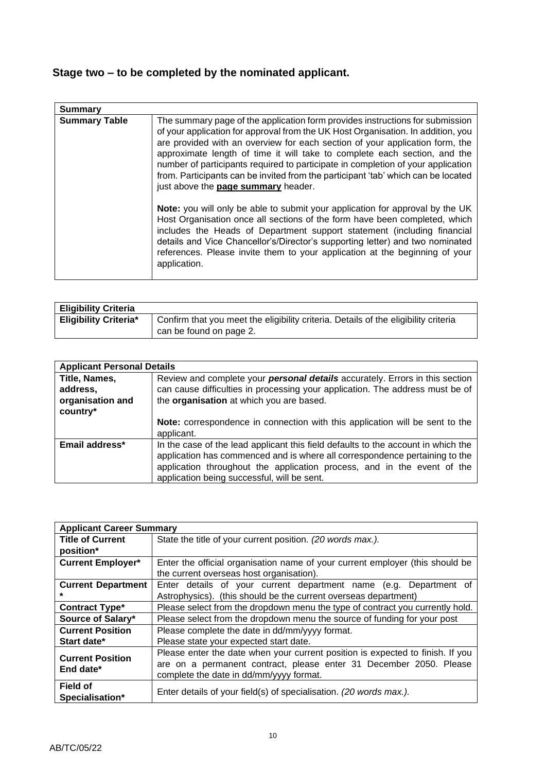## Stage two – to be completed by the nominated applicant.

| Summary | |
|---|---|
| **Summary Table** | The summary page of the application form provides instructions for submission of your application for approval from the UK Host Organisation. In addition, you are provided with an overview for each section of your application form, the approximate length of time it will take to complete each section, and the number of participants required to participate in completion of your application from. Participants can be invited from the participant 'tab' which can be located just above the **page summary** header.<br><br>**Note:** you will only be able to submit your application for approval by the UK Host Organisation once all sections of the form have been completed, which includes the Heads of Department support statement (including financial details and Vice Chancellor's/Director's supporting letter) and two nominated references. Please invite them to your application at the beginning of your application. |

| Eligibility Criteria | |
|---|---|
| **Eligibility Criteria*** | Confirm that you meet the eligibility criteria. Details of the eligibility criteria can be found on page 2. |

| Applicant Personal Details | |
|---|---|
| **Title, Names, address, organisation and country*** | Review and complete your ***personal details*** accurately. Errors in this section can cause difficulties in processing your application. The address must be of the **organisation** at which you are based.<br><br>**Note:** correspondence in connection with this application will be sent to the applicant. |
| **Email address*** | In the case of the lead applicant this field defaults to the account in which the application has commenced and is where all correspondence pertaining to the application throughout the application process, and in the event of the application being successful, will be sent. |

| Applicant Career Summary | |
|---|---|
| **Title of Current position*** | State the title of your current position. *(20 words max.).* |
| **Current Employer*** | Enter the official organisation name of your current employer (this should be the current overseas host organisation). |
| **Current Department*** | Enter details of your current department name (e.g. Department of Astrophysics). (this should be the current overseas department) |
| **Contract Type*** | Please select from the dropdown menu the type of contract you currently hold. |
| **Source of Salary*** | Please select from the dropdown menu the source of funding for your post |
| **Current Position Start date*** | Please complete the date in dd/mm/yyyy format.<br>Please state your expected start date. |
| **Current Position End date*** | Please enter the date when your current position is expected to finish. If you are on a permanent contract, please enter 31 December 2050. Please complete the date in dd/mm/yyyy format. |
| **Field of Specialisation*** | Enter details of your field(s) of specialisation. *(20 words max.).* |

AB/TC/05/22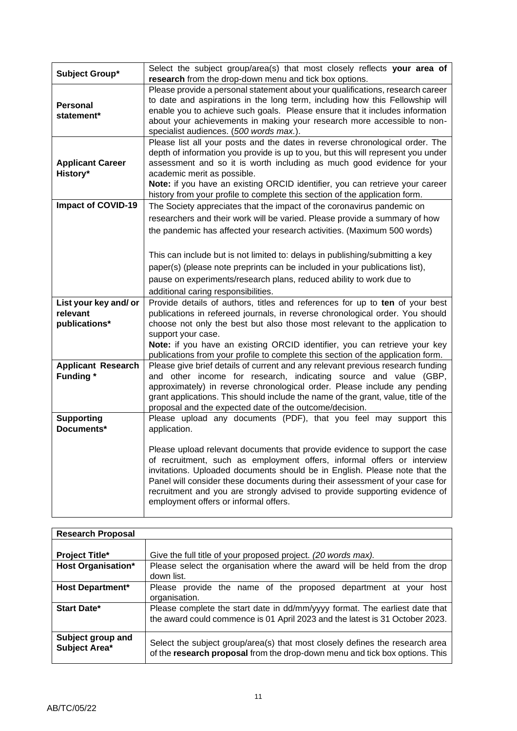| | |
|---|---|
| **Subject Group*** | Select the subject group/area(s) that most closely reflects **your area of research** from the drop-down menu and tick box options. |
| **Personal statement*** | Please provide a personal statement about your qualifications, research career to date and aspirations in the long term, including how this Fellowship will enable you to achieve such goals. Please ensure that it includes information about your achievements in making your research more accessible to non-specialist audiences. (*500 words max.*). |
| **Applicant Career History*** | Please list all your posts and the dates in reverse chronological order. The depth of information you provide is up to you, but this will represent you under assessment and so it is worth including as much good evidence for your academic merit as possible.<br>**Note:** if you have an existing ORCID identifier, you can retrieve your career history from your profile to complete this section of the application form. |
| **Impact of COVID-19** | The Society appreciates that the impact of the coronavirus pandemic on researchers and their work will be varied. Please provide a summary of how the pandemic has affected your research activities. (Maximum 500 words)<br><br>This can include but is not limited to: delays in publishing/submitting a key paper(s) (please note preprints can be included in your publications list), pause on experiments/research plans, reduced ability to work due to additional caring responsibilities. |
| **List your key and/ or relevant publications*** | Provide details of authors, titles and references for up to **ten** of your best publications in refereed journals, in reverse chronological order. You should choose not only the best but also those most relevant to the application to support your case.<br>**Note:** if you have an existing ORCID identifier, you can retrieve your key publications from your profile to complete this section of the application form. |
| **Applicant Research Funding *** | Please give brief details of current and any relevant previous research funding and other income for research, indicating source and value (GBP, approximately) in reverse chronological order. Please include any pending grant applications. This should include the name of the grant, value, title of the proposal and the expected date of the outcome/decision. |
| **Supporting Documents*** | Please upload any documents (PDF), that you feel may support this application.<br><br>Please upload relevant documents that provide evidence to support the case of recruitment, such as employment offers, informal offers or interview invitations. Uploaded documents should be in English. Please note that the Panel will consider these documents during their assessment of your case for recruitment and you are strongly advised to provide supporting evidence of employment offers or informal offers. |

| **Research Proposal** | |
|---|---|
| **Project Title*** | Give the full title of your proposed project. *(20 words max).* |
| **Host Organisation*** | Please select the organisation where the award will be held from the drop down list. |
| **Host Department*** | Please provide the name of the proposed department at your host organisation. |
| **Start Date*** | Please complete the start date in dd/mm/yyyy format. The earliest date that the award could commence is 01 April 2023 and the latest is 31 October 2023. |
| **Subject group and Subject Area*** | Select the subject group/area(s) that most closely defines the research area of the **research proposal** from the drop-down menu and tick box options. This |

AB/TC/05/22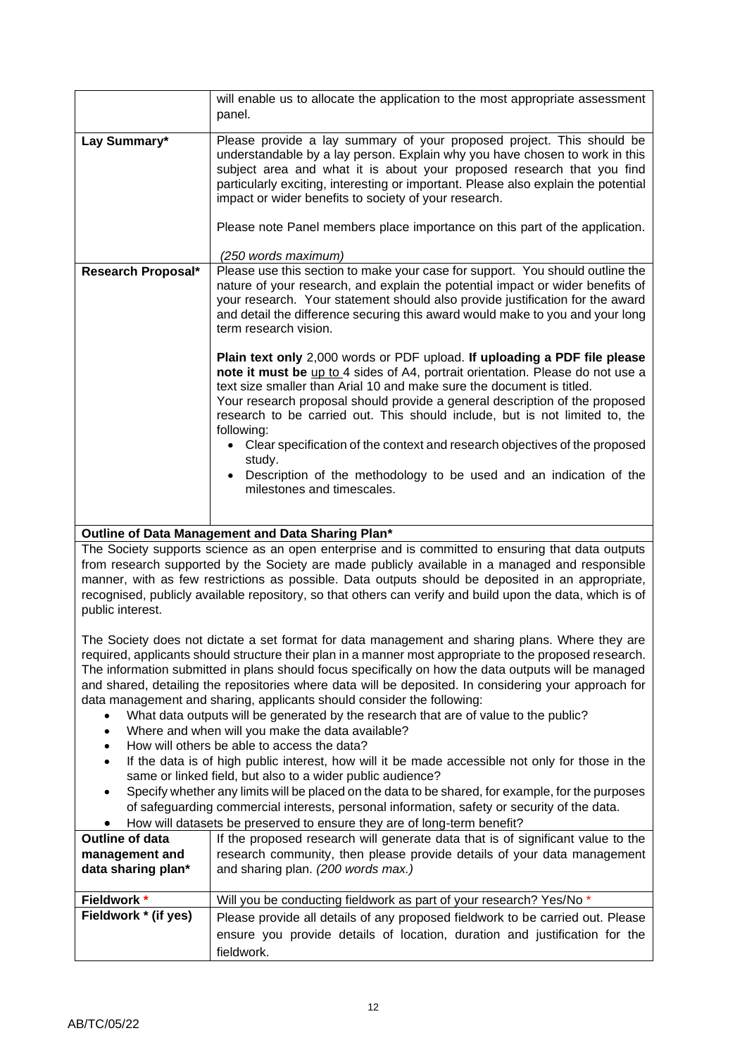| | |
|---|---|
| | will enable us to allocate the application to the most appropriate assessment panel. |
| **Lay Summary*** | Please provide a lay summary of your proposed project. This should be understandable by a lay person. Explain why you have chosen to work in this subject area and what it is about your proposed research that you find particularly exciting, interesting or important. Please also explain the potential impact or wider benefits to society of your research.<br><br>Please note Panel members place importance on this part of the application.<br><br>*(250 words maximum)* |
| **Research Proposal*** | Please use this section to make your case for support. You should outline the nature of your research, and explain the potential impact or wider benefits of your research. Your statement should also provide justification for the award and detail the difference securing this award would make to you and your long term research vision.<br><br>**Plain text only** 2,000 words or PDF upload. **If uploading a PDF file please note it must be** <u>up to</u> 4 sides of A4, portrait orientation. Please do not use a text size smaller than Arial 10 and make sure the document is titled.<br>Your research proposal should provide a general description of the proposed research to be carried out. This should include, but is not limited to, the following:<br>• Clear specification of the context and research objectives of the proposed study.<br>• Description of the methodology to be used and an indication of the milestones and timescales. |

**Outline of Data Management and Data Sharing Plan***

The Society supports science as an open enterprise and is committed to ensuring that data outputs from research supported by the Society are made publicly available in a managed and responsible manner, with as few restrictions as possible. Data outputs should be deposited in an appropriate, recognised, publicly available repository, so that others can verify and build upon the data, which is of public interest.

The Society does not dictate a set format for data management and sharing plans. Where they are required, applicants should structure their plan in a manner most appropriate to the proposed research. The information submitted in plans should focus specifically on how the data outputs will be managed and shared, detailing the repositories where data will be deposited. In considering your approach for data management and sharing, applicants should consider the following:

- What data outputs will be generated by the research that are of value to the public?
- Where and when will you make the data available?
- How will others be able to access the data?
- If the data is of high public interest, how will it be made accessible not only for those in the same or linked field, but also to a wider public audience?
- Specify whether any limits will be placed on the data to be shared, for example, for the purposes of safeguarding commercial interests, personal information, safety or security of the data.
- How will datasets be preserved to ensure they are of long-term benefit?

| | |
|---|---|
| **Outline of data management and data sharing plan*** | If the proposed research will generate data that is of significant value to the research community, then please provide details of your data management and sharing plan. *(200 words max.)* |
| **Fieldwork *** | Will you be conducting fieldwork as part of your research? Yes/No * |
| **Fieldwork * (if yes)** | Please provide all details of any proposed fieldwork to be carried out. Please ensure you provide details of location, duration and justification for the fieldwork. |

AB/TC/05/22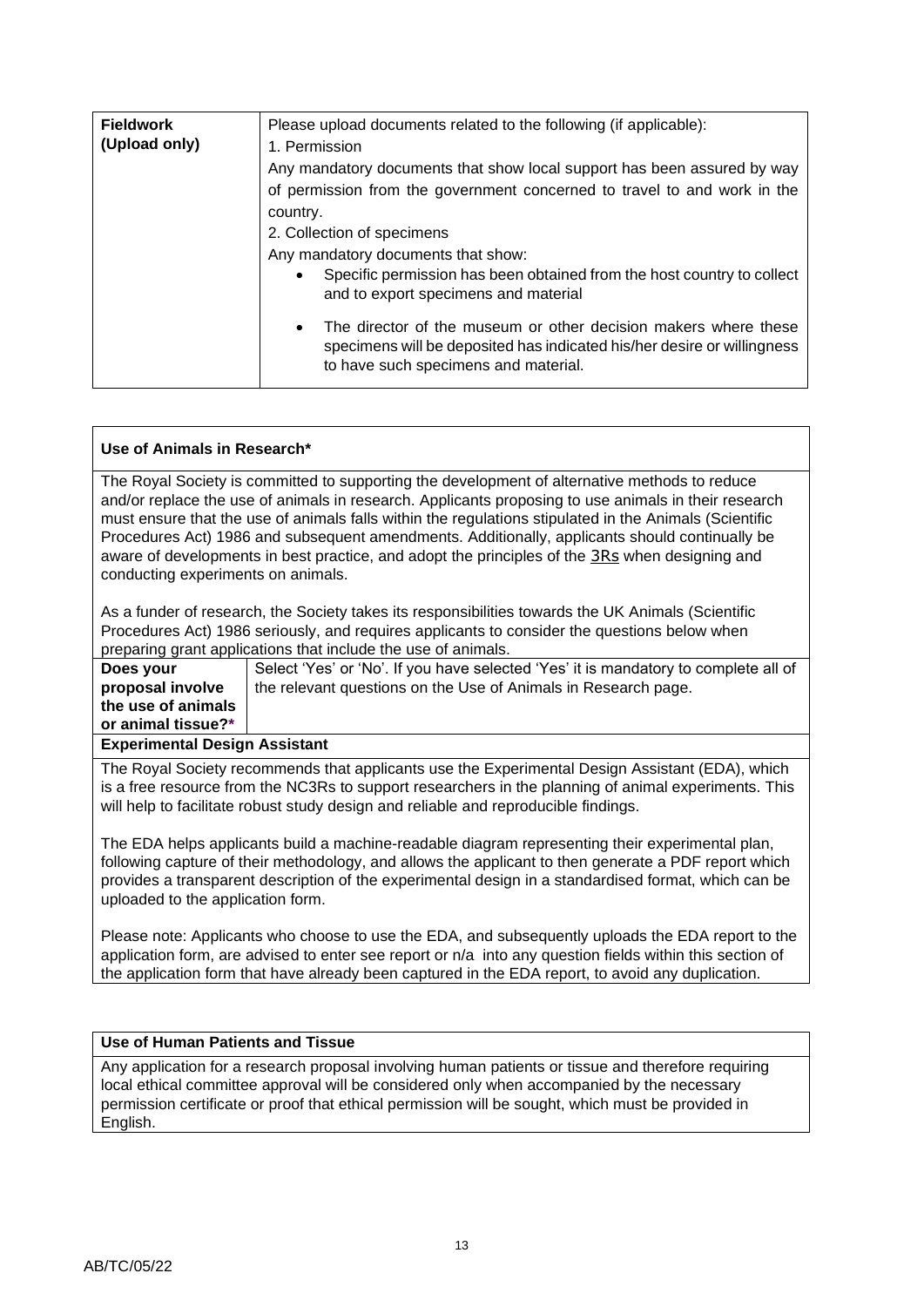| **Fieldwork (Upload only)** | Please upload documents related to the following (if applicable):<br>1. Permission<br>Any mandatory documents that show local support has been assured by way of permission from the government concerned to travel to and work in the country.<br>2. Collection of specimens<br>Any mandatory documents that show:<br>• Specific permission has been obtained from the host country to collect and to export specimens and material<br>• The director of the museum or other decision makers where these specimens will be deposited has indicated his/her desire or willingness to have such specimens and material. |
|---|---|

**Use of Animals in Research***

The Royal Society is committed to supporting the development of alternative methods to reduce and/or replace the use of animals in research. Applicants proposing to use animals in their research must ensure that the use of animals falls within the regulations stipulated in the Animals (Scientific Procedures Act) 1986 and subsequent amendments. Additionally, applicants should continually be aware of developments in best practice, and adopt the principles of the 3Rs when designing and conducting experiments on animals.

As a funder of research, the Society takes its responsibilities towards the UK Animals (Scientific Procedures Act) 1986 seriously, and requires applicants to consider the questions below when preparing grant applications that include the use of animals.

| **Does your proposal involve the use of animals or animal tissue?*** | Select 'Yes' or 'No'. If you have selected 'Yes' it is mandatory to complete all of the relevant questions on the Use of Animals in Research page. |
|---|---|

**Experimental Design Assistant**

The Royal Society recommends that applicants use the Experimental Design Assistant (EDA), which is a free resource from the NC3Rs to support researchers in the planning of animal experiments. This will help to facilitate robust study design and reliable and reproducible findings.

The EDA helps applicants build a machine-readable diagram representing their experimental plan, following capture of their methodology, and allows the applicant to then generate a PDF report which provides a transparent description of the experimental design in a standardised format, which can be uploaded to the application form.

Please note: Applicants who choose to use the EDA, and subsequently uploads the EDA report to the application form, are advised to enter see report or n/a into any question fields within this section of the application form that have already been captured in the EDA report, to avoid any duplication.

**Use of Human Patients and Tissue**

Any application for a research proposal involving human patients or tissue and therefore requiring local ethical committee approval will be considered only when accompanied by the necessary permission certificate or proof that ethical permission will be sought, which must be provided in English.

AB/TC/05/22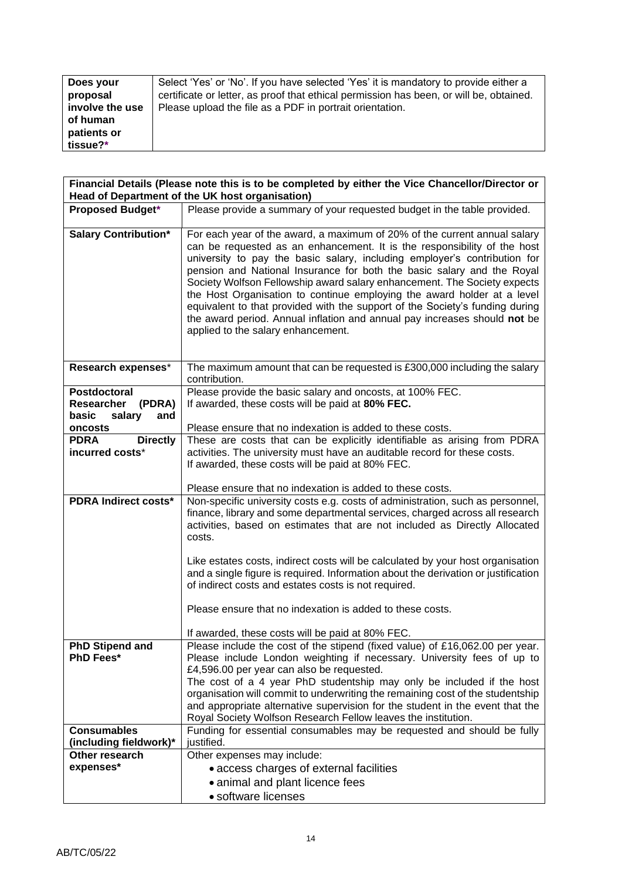| | |
|---|---|
| **Does your proposal involve the use of human patients or tissue?*** | Select 'Yes' or 'No'. If you have selected 'Yes' it is mandatory to provide either a certificate or letter, as proof that ethical permission has been, or will be, obtained. Please upload the file as a PDF in portrait orientation. |

| **Financial Details (Please note this is to be completed by either the Vice Chancellor/Director or Head of Department of the UK host organisation)** | |
|---|---|
| **Proposed Budget*** | Please provide a summary of your requested budget in the table provided. |
| **Salary Contribution*** | For each year of the award, a maximum of 20% of the current annual salary can be requested as an enhancement. It is the responsibility of the host university to pay the basic salary, including employer's contribution for pension and National Insurance for both the basic salary and the Royal Society Wolfson Fellowship award salary enhancement. The Society expects the Host Organisation to continue employing the award holder at a level equivalent to that provided with the support of the Society's funding during the award period. Annual inflation and annual pay increases should **not** be applied to the salary enhancement. |
| **Research expenses*** | The maximum amount that can be requested is £300,000 including the salary contribution. |
| **Postdoctoral Researcher (PDRA) basic salary and oncosts** | Please provide the basic salary and oncosts, at 100% FEC.<br>If awarded, these costs will be paid at **80% FEC.**<br><br>Please ensure that no indexation is added to these costs. |
| **PDRA Directly incurred costs*** | These are costs that can be explicitly identifiable as arising from PDRA activities. The university must have an auditable record for these costs.<br>If awarded, these costs will be paid at 80% FEC.<br><br>Please ensure that no indexation is added to these costs. |
| **PDRA Indirect costs*** | Non-specific university costs e.g. costs of administration, such as personnel, finance, library and some departmental services, charged across all research activities, based on estimates that are not included as Directly Allocated costs.<br><br>Like estates costs, indirect costs will be calculated by your host organisation and a single figure is required. Information about the derivation or justification of indirect costs and estates costs is not required.<br><br>Please ensure that no indexation is added to these costs.<br><br>If awarded, these costs will be paid at 80% FEC. |
| **PhD Stipend and PhD Fees*** | Please include the cost of the stipend (fixed value) of £16,062.00 per year. Please include London weighting if necessary. University fees of up to £4,596.00 per year can also be requested.<br>The cost of a 4 year PhD studentship may only be included if the host organisation will commit to underwriting the remaining cost of the studentship and appropriate alternative supervision for the student in the event that the Royal Society Wolfson Research Fellow leaves the institution. |
| **Consumables (including fieldwork)*** | Funding for essential consumables may be requested and should be fully justified. |
| **Other research expenses*** | Other expenses may include:<br>• access charges of external facilities<br>• animal and plant licence fees<br>• software licenses |

AB/TC/05/22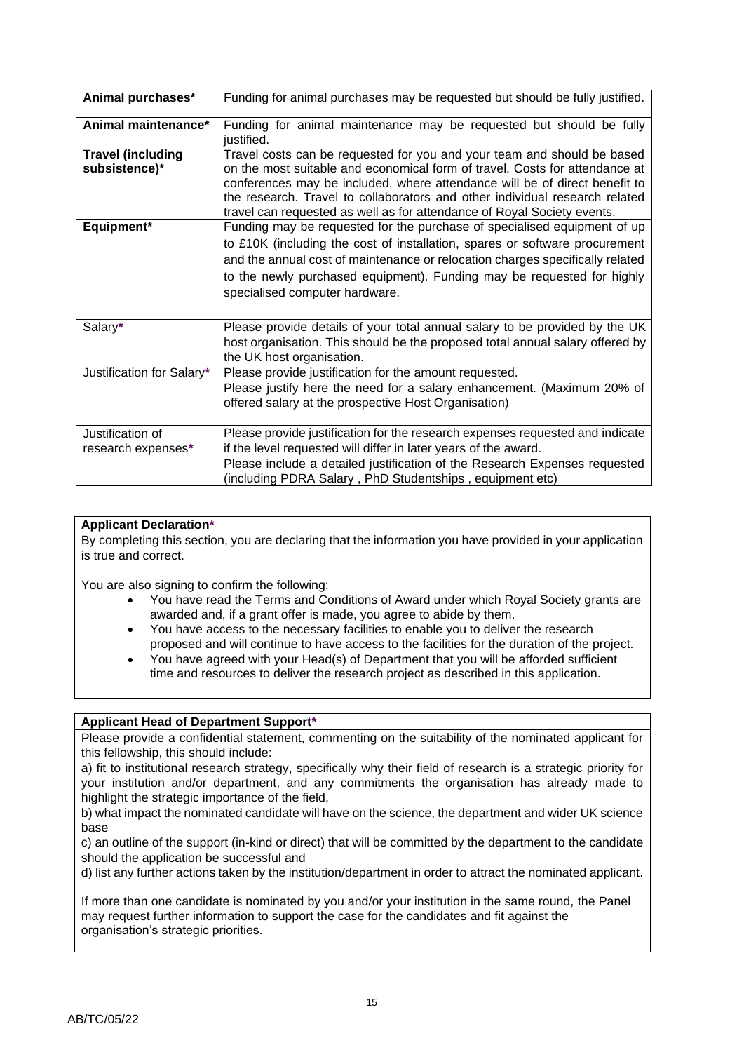| | |
|---|---|
| **Animal purchases*** | Funding for animal purchases may be requested but should be fully justified. |
| **Animal maintenance*** | Funding for animal maintenance may be requested but should be fully justified. |
| **Travel (including subsistence)*** | Travel costs can be requested for you and your team and should be based on the most suitable and economical form of travel. Costs for attendance at conferences may be included, where attendance will be of direct benefit to the research. Travel to collaborators and other individual research related travel can requested as well as for attendance of Royal Society events. |
| **Equipment*** | Funding may be requested for the purchase of specialised equipment of up to £10K (including the cost of installation, spares or software procurement and the annual cost of maintenance or relocation charges specifically related to the newly purchased equipment). Funding may be requested for highly specialised computer hardware. |
| Salary* | Please provide details of your total annual salary to be provided by the UK host organisation. This should be the proposed total annual salary offered by the UK host organisation. |
| Justification for Salary* | Please provide justification for the amount requested.<br>Please justify here the need for a salary enhancement. (Maximum 20% of offered salary at the prospective Host Organisation) |
| Justification of research expenses* | Please provide justification for the research expenses requested and indicate if the level requested will differ in later years of the award.<br>Please include a detailed justification of the Research Expenses requested (including PDRA Salary , PhD Studentships , equipment etc) |

**Applicant Declaration***

By completing this section, you are declaring that the information you have provided in your application is true and correct.

You are also signing to confirm the following:

- You have read the Terms and Conditions of Award under which Royal Society grants are awarded and, if a grant offer is made, you agree to abide by them.
- You have access to the necessary facilities to enable you to deliver the research proposed and will continue to have access to the facilities for the duration of the project.
- You have agreed with your Head(s) of Department that you will be afforded sufficient time and resources to deliver the research project as described in this application.

**Applicant Head of Department Support***

Please provide a confidential statement, commenting on the suitability of the nominated applicant for this fellowship, this should include:

a) fit to institutional research strategy, specifically why their field of research is a strategic priority for your institution and/or department, and any commitments the organisation has already made to highlight the strategic importance of the field,

b) what impact the nominated candidate will have on the science, the department and wider UK science base

c) an outline of the support (in-kind or direct) that will be committed by the department to the candidate should the application be successful and

d) list any further actions taken by the institution/department in order to attract the nominated applicant.

If more than one candidate is nominated by you and/or your institution in the same round, the Panel may request further information to support the case for the candidates and fit against the organisation's strategic priorities.

AB/TC/05/22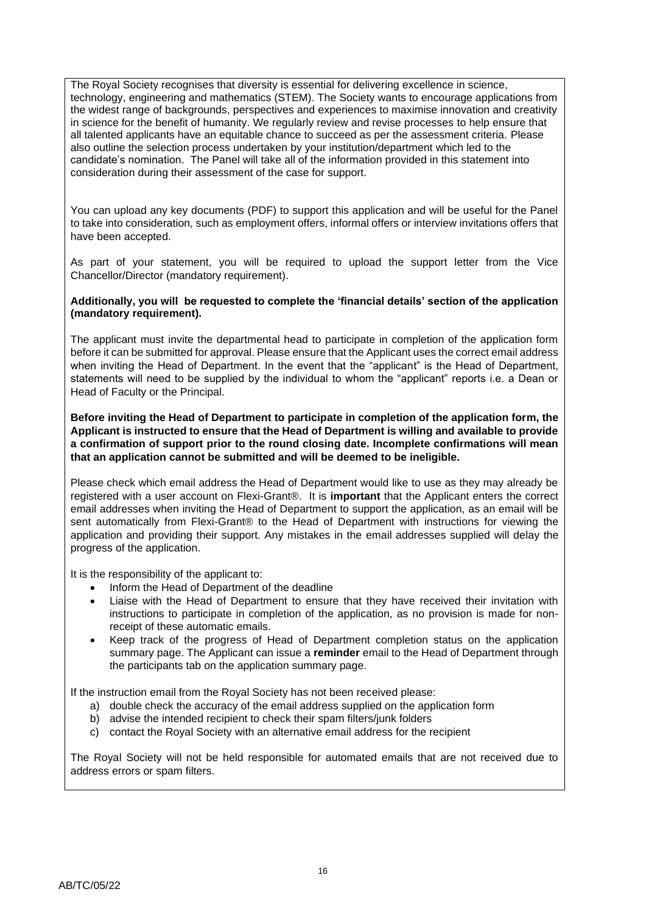The Royal Society recognises that diversity is essential for delivering excellence in science, technology, engineering and mathematics (STEM). The Society wants to encourage applications from the widest range of backgrounds, perspectives and experiences to maximise innovation and creativity in science for the benefit of humanity. We regularly review and revise processes to help ensure that all talented applicants have an equitable chance to succeed as per the assessment criteria. Please also outline the selection process undertaken by your institution/department which led to the candidate's nomination. The Panel will take all of the information provided in this statement into consideration during their assessment of the case for support.

You can upload any key documents (PDF) to support this application and will be useful for the Panel to take into consideration, such as employment offers, informal offers or interview invitations offers that have been accepted.

As part of your statement, you will be required to upload the support letter from the Vice Chancellor/Director (mandatory requirement).

**Additionally, you will be requested to complete the 'financial details' section of the application (mandatory requirement).**

The applicant must invite the departmental head to participate in completion of the application form before it can be submitted for approval. Please ensure that the Applicant uses the correct email address when inviting the Head of Department. In the event that the "applicant" is the Head of Department, statements will need to be supplied by the individual to whom the "applicant" reports i.e. a Dean or Head of Faculty or the Principal.

**Before inviting the Head of Department to participate in completion of the application form, the Applicant is instructed to ensure that the Head of Department is willing and available to provide a confirmation of support prior to the round closing date. Incomplete confirmations will mean that an application cannot be submitted and will be deemed to be ineligible.**

Please check which email address the Head of Department would like to use as they may already be registered with a user account on Flexi-Grant®. It is **important** that the Applicant enters the correct email addresses when inviting the Head of Department to support the application, as an email will be sent automatically from Flexi-Grant® to the Head of Department with instructions for viewing the application and providing their support. Any mistakes in the email addresses supplied will delay the progress of the application.

It is the responsibility of the applicant to:

- Inform the Head of Department of the deadline
- Liaise with the Head of Department to ensure that they have received their invitation with instructions to participate in completion of the application, as no provision is made for non-receipt of these automatic emails.
- Keep track of the progress of Head of Department completion status on the application summary page. The Applicant can issue a **reminder** email to the Head of Department through the participants tab on the application summary page.

If the instruction email from the Royal Society has not been received please:

a) double check the accuracy of the email address supplied on the application form
b) advise the intended recipient to check their spam filters/junk folders
c) contact the Royal Society with an alternative email address for the recipient

The Royal Society will not be held responsible for automated emails that are not received due to address errors or spam filters.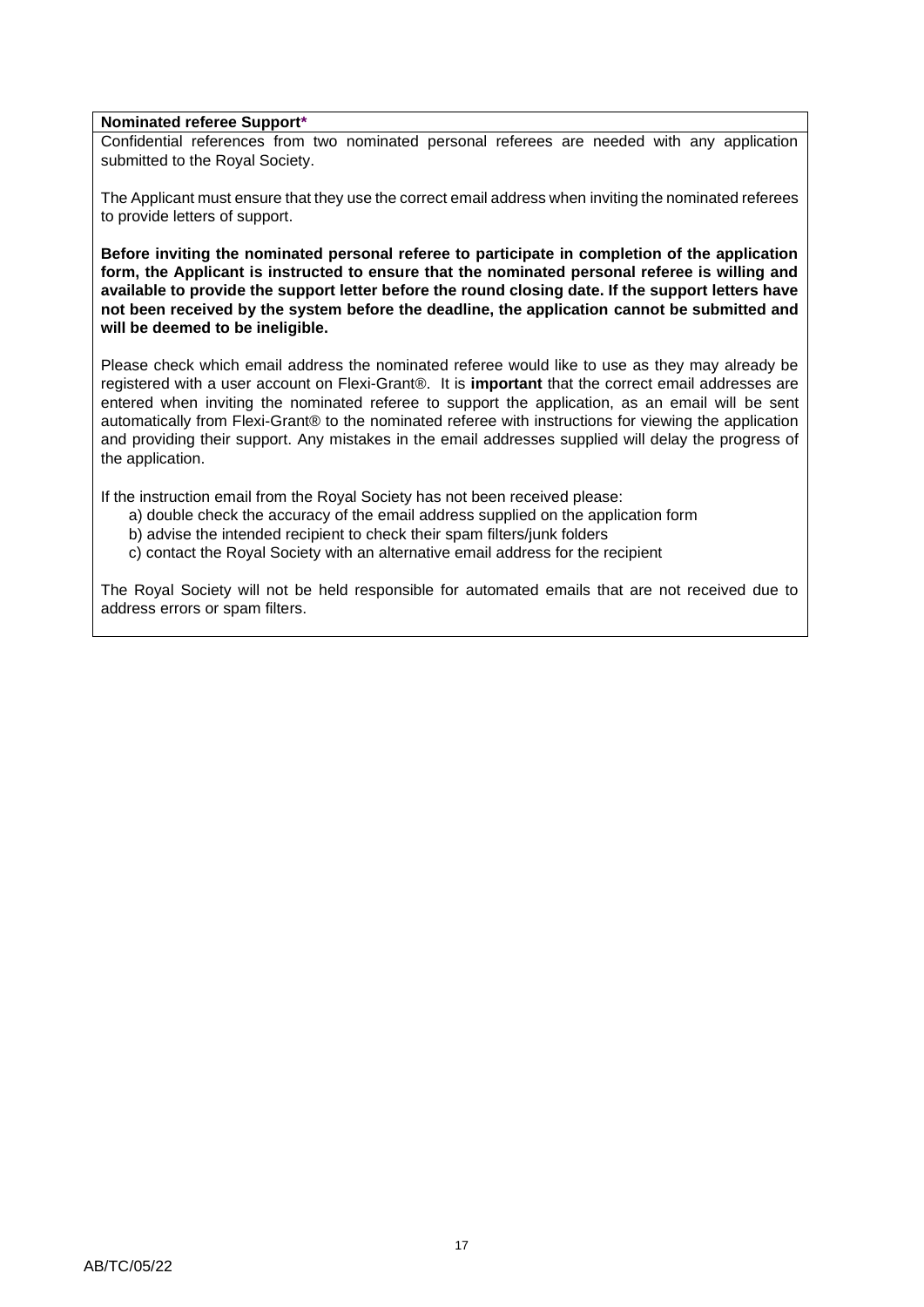**Nominated referee Support***

Confidential references from two nominated personal referees are needed with any application submitted to the Royal Society.

The Applicant must ensure that they use the correct email address when inviting the nominated referees to provide letters of support.

**Before inviting the nominated personal referee to participate in completion of the application form, the Applicant is instructed to ensure that the nominated personal referee is willing and available to provide the support letter before the round closing date. If the support letters have not been received by the system before the deadline, the application cannot be submitted and will be deemed to be ineligible.**

Please check which email address the nominated referee would like to use as they may already be registered with a user account on Flexi-Grant®. It is **important** that the correct email addresses are entered when inviting the nominated referee to support the application, as an email will be sent automatically from Flexi-Grant® to the nominated referee with instructions for viewing the application and providing their support. Any mistakes in the email addresses supplied will delay the progress of the application.

If the instruction email from the Royal Society has not been received please:

a) double check the accuracy of the email address supplied on the application form
b) advise the intended recipient to check their spam filters/junk folders
c) contact the Royal Society with an alternative email address for the recipient

The Royal Society will not be held responsible for automated emails that are not received due to address errors or spam filters.

AB/TC/05/22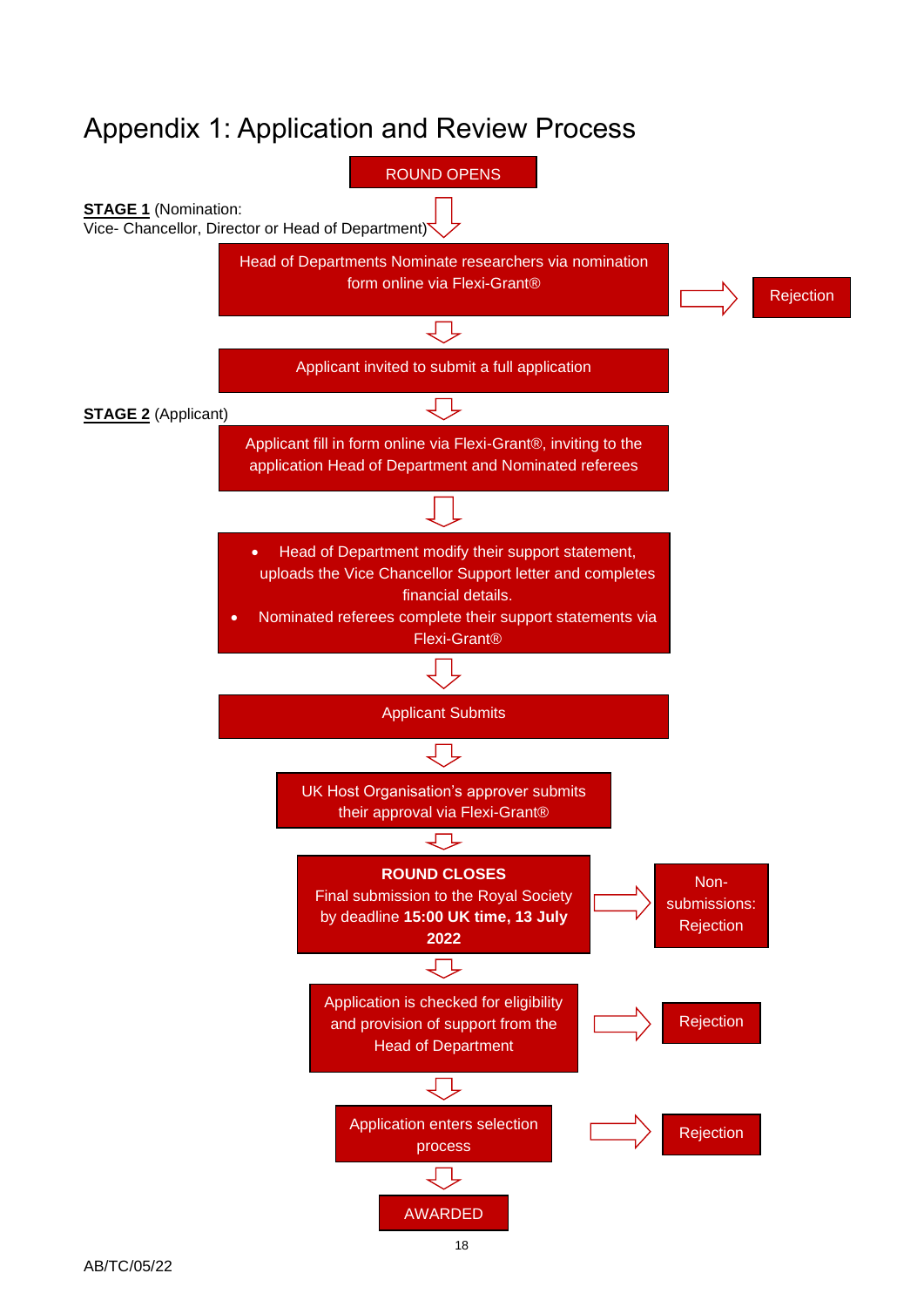# Appendix 1: Application and Review Process

ROUND OPENS

**STAGE 1** (Nomination:
Vice- Chancellor, Director or Head of Department)

Head of Departments Nominate researchers via nomination form online via Flexi-Grant® → Rejection

Applicant invited to submit a full application

**STAGE 2** (Applicant)

Applicant fill in form online via Flexi-Grant®, inviting to the application Head of Department and Nominated referees

- Head of Department modify their support statement, uploads the Vice Chancellor Support letter and completes financial details.
- Nominated referees complete their support statements via Flexi-Grant®

Applicant Submits

UK Host Organisation's approver submits their approval via Flexi-Grant®

**ROUND CLOSES**
Final submission to the Royal Society by deadline **15:00 UK time, 13 July 2022** → Non-submissions: Rejection

Application is checked for eligibility and provision of support from the Head of Department → Rejection

Application enters selection process → Rejection

AWARDED

AB/TC/05/22